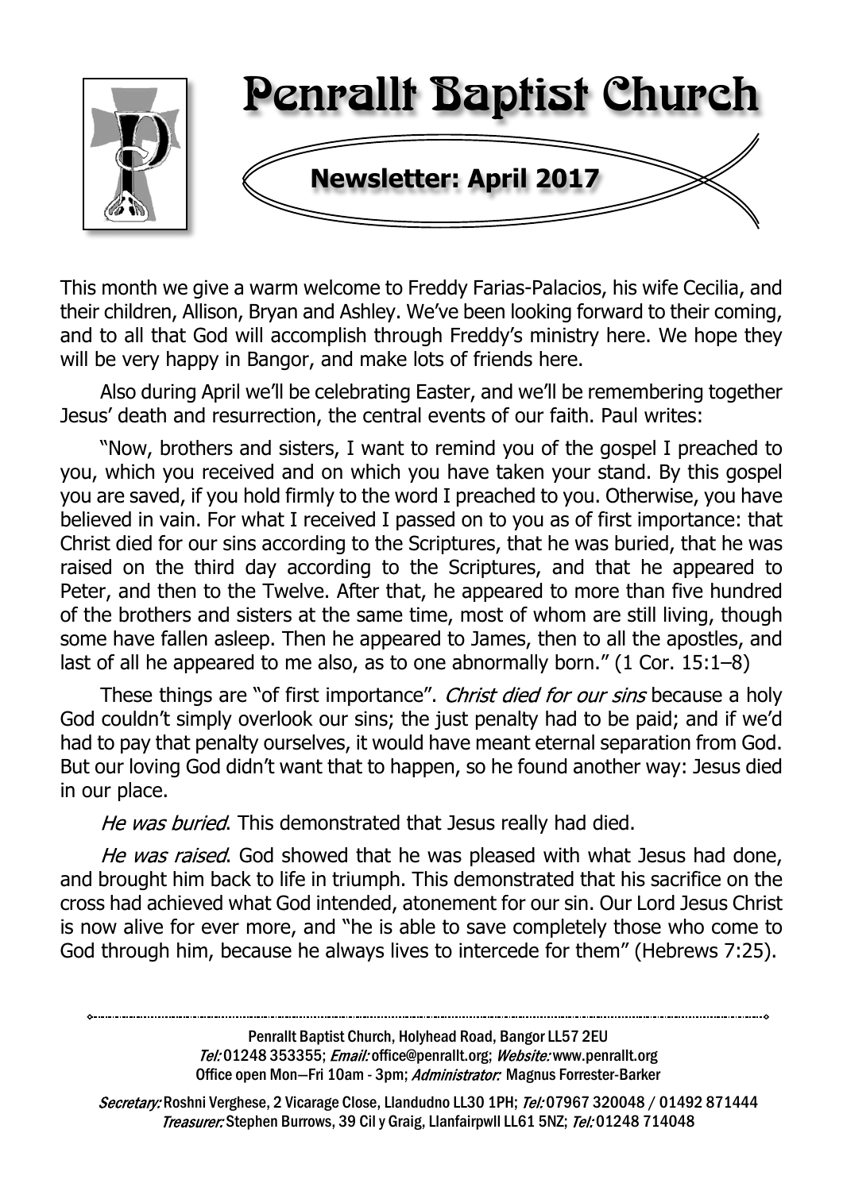# Penrallt Baptist Church

## Newsletter: April 2017

This month we give a warm welcome to Freddy Farias-Palacios, his wife Cecilia, and their children, Allison, Bryan and Ashley. We've been looking forward to their coming, and to all that God will accomplish through Freddy's ministry here. We hope they will be very happy in Bangor, and make lots of friends here.

Also during April we'll be celebrating Easter, and we'll be remembering together Jesus' death and resurrection, the central events of our faith. Paul writes:

"Now, brothers and sisters, I want to remind you of the gospel I preached to you, which you received and on which you have taken your stand. By this gospel you are saved, if you hold firmly to the word I preached to you. Otherwise, you have believed in vain. For what I received I passed on to you as of first importance: that Christ died for our sins according to the Scriptures, that he was buried, that he was raised on the third day according to the Scriptures, and that he appeared to Peter, and then to the Twelve. After that, he appeared to more than five hundred of the brothers and sisters at the same time, most of whom are still living, though some have fallen asleep. Then he appeared to James, then to all the apostles, and last of all he appeared to me also, as to one abnormally born." (1 Cor. 15:1–8)

These things are "of first importance". *Christ died for our sins* because a holy God couldn't simply overlook our sins; the just penalty had to be paid; and if we'd had to pay that penalty ourselves, it would have meant eternal separation from God. But our loving God didn't want that to happen, so he found another way: Jesus died in our place.

*He was buried*. This demonstrated that Jesus really had died.

*He was raised*. God showed that he was pleased with what Jesus had done, and brought him back to life in triumph. This demonstrated that his sacrifice on the cross had achieved what God intended, atonement for our sin. Our Lord Jesus Christ is now alive for ever more, and "he is able to save completely those who come to God through him, because he always lives to intercede for them" (Hebrews 7:25).

---

Penrallt Baptist Church, Holyhead Road, Bangor LL57 2EU
*Tel:* 01248 353355; *Email:* office@penrallt.org; *Website:* www.penrallt.org
Office open Mon—Fri 10am - 3pm; *Administrator:* Magnus Forrester-Barker

*Secretary:* Roshni Verghese, 2 Vicarage Close, Llandudno LL30 1PH; *Tel:* 07967 320048 / 01492 871444
*Treasurer:* Stephen Burrows, 39 Cil y Graig, Llanfairpwll LL61 5NZ; *Tel:* 01248 714048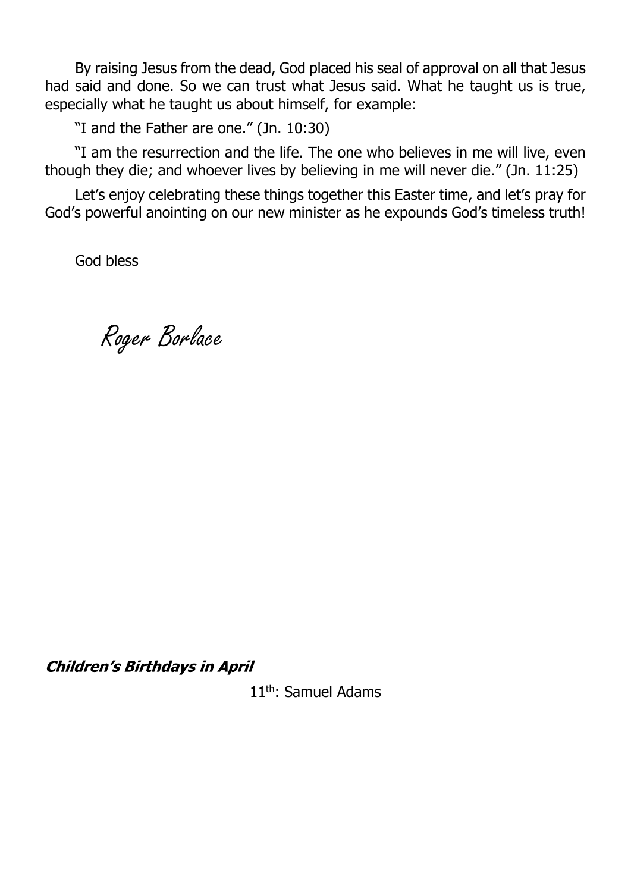By raising Jesus from the dead, God placed his seal of approval on all that Jesus had said and done. So we can trust what Jesus said. What he taught us is true, especially what he taught us about himself, for example:

"I and the Father are one." (Jn. 10:30)

"I am the resurrection and the life. The one who believes in me will live, even though they die; and whoever lives by believing in me will never die." (Jn. 11:25)

Let's enjoy celebrating these things together this Easter time, and let's pray for God's powerful anointing on our new minister as he expounds God's timeless truth!

God bless

*Roger Borlace*

***Children's Birthdays in April***

11th: Samuel Adams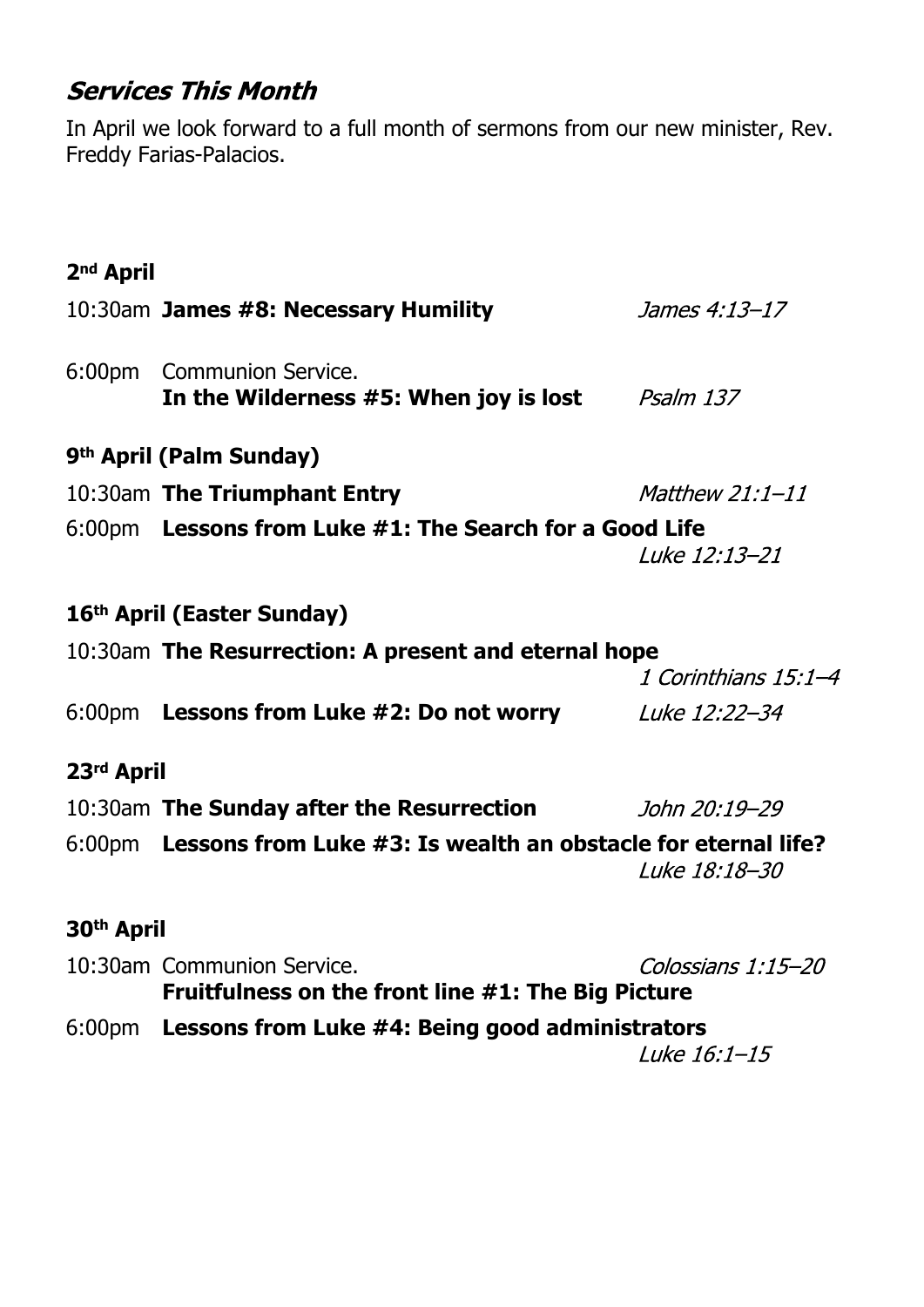## *Services This Month*

In April we look forward to a full month of sermons from our new minister, Rev. Freddy Farias-Palacios.

**2nd April**

10:30am **James #8: Necessary Humility** *James 4:13–17*

6:00pm Communion Service.
**In the Wilderness #5: When joy is lost** *Psalm 137*

**9th April (Palm Sunday)**

10:30am **The Triumphant Entry** *Matthew 21:1–11*

6:00pm **Lessons from Luke #1: The Search for a Good Life** *Luke 12:13–21*

**16th April (Easter Sunday)**

10:30am **The Resurrection: A present and eternal hope** *1 Corinthians 15:1–4*

6:00pm **Lessons from Luke #2: Do not worry** *Luke 12:22–34*

**23rd April**

10:30am **The Sunday after the Resurrection** *John 20:19–29*

6:00pm **Lessons from Luke #3: Is wealth an obstacle for eternal life?** *Luke 18:18–30*

**30th April**

10:30am Communion Service. *Colossians 1:15–20*
**Fruitfulness on the front line #1: The Big Picture**

6:00pm **Lessons from Luke #4: Being good administrators** *Luke 16:1–15*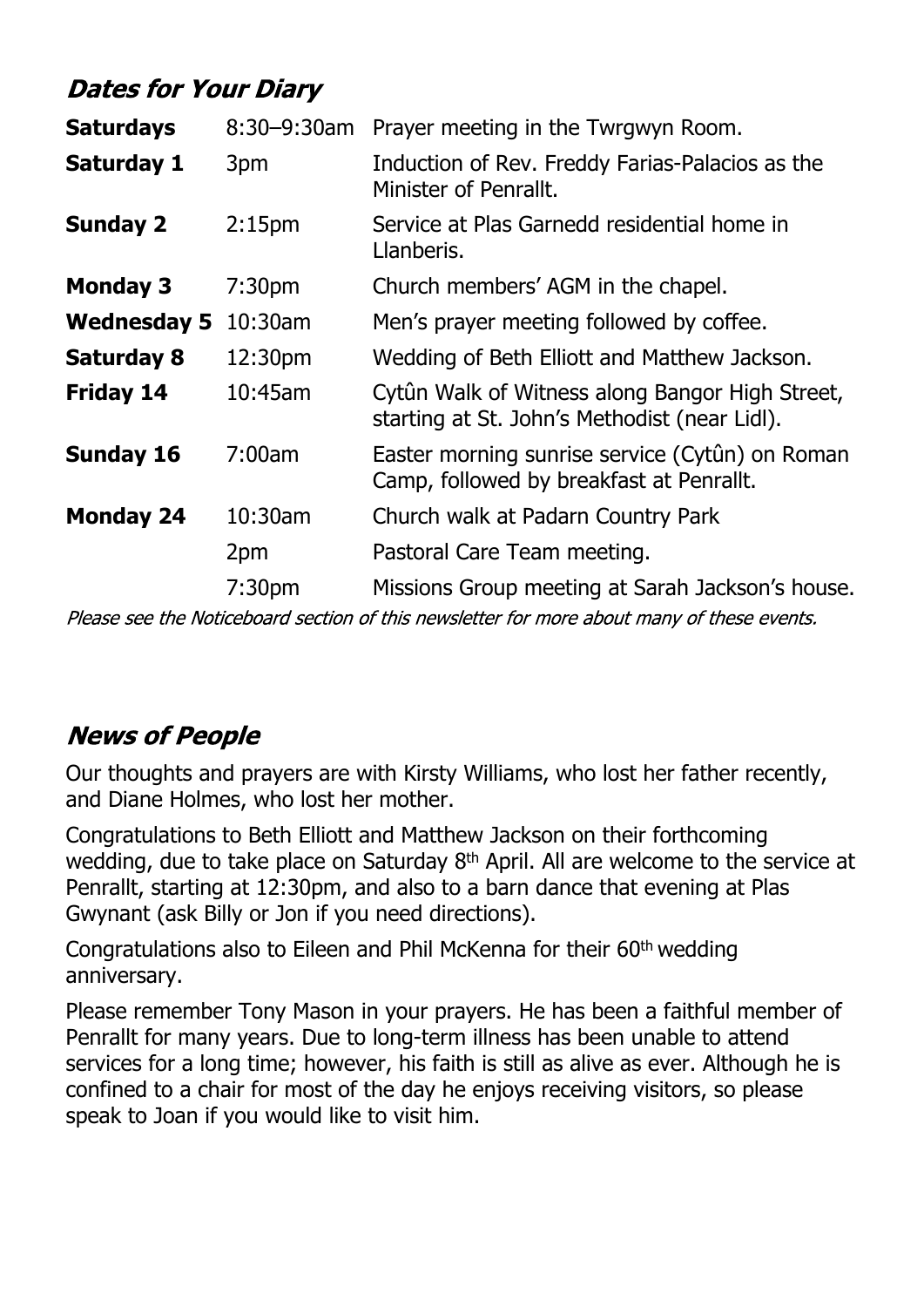## *Dates for Your Diary*

| | | |
|---|---|---|
| **Saturdays** | 8:30–9:30am | Prayer meeting in the Twrgwyn Room. |
| **Saturday 1** | 3pm | Induction of Rev. Freddy Farias-Palacios as the Minister of Penrallt. |
| **Sunday 2** | 2:15pm | Service at Plas Garnedd residential home in Llanberis. |
| **Monday 3** | 7:30pm | Church members' AGM in the chapel. |
| **Wednesday 5** | 10:30am | Men's prayer meeting followed by coffee. |
| **Saturday 8** | 12:30pm | Wedding of Beth Elliott and Matthew Jackson. |
| **Friday 14** | 10:45am | Cytûn Walk of Witness along Bangor High Street, starting at St. John's Methodist (near Lidl). |
| **Sunday 16** | 7:00am | Easter morning sunrise service (Cytûn) on Roman Camp, followed by breakfast at Penrallt. |
| **Monday 24** | 10:30am | Church walk at Padarn Country Park |
| | 2pm | Pastoral Care Team meeting. |
| | 7:30pm | Missions Group meeting at Sarah Jackson's house. |

*Please see the Noticeboard section of this newsletter for more about many of these events.*

## *News of People*

Our thoughts and prayers are with Kirsty Williams, who lost her father recently, and Diane Holmes, who lost her mother.

Congratulations to Beth Elliott and Matthew Jackson on their forthcoming wedding, due to take place on Saturday 8th April. All are welcome to the service at Penrallt, starting at 12:30pm, and also to a barn dance that evening at Plas Gwynant (ask Billy or Jon if you need directions).

Congratulations also to Eileen and Phil McKenna for their 60th wedding anniversary.

Please remember Tony Mason in your prayers. He has been a faithful member of Penrallt for many years. Due to long-term illness has been unable to attend services for a long time; however, his faith is still as alive as ever. Although he is confined to a chair for most of the day he enjoys receiving visitors, so please speak to Joan if you would like to visit him.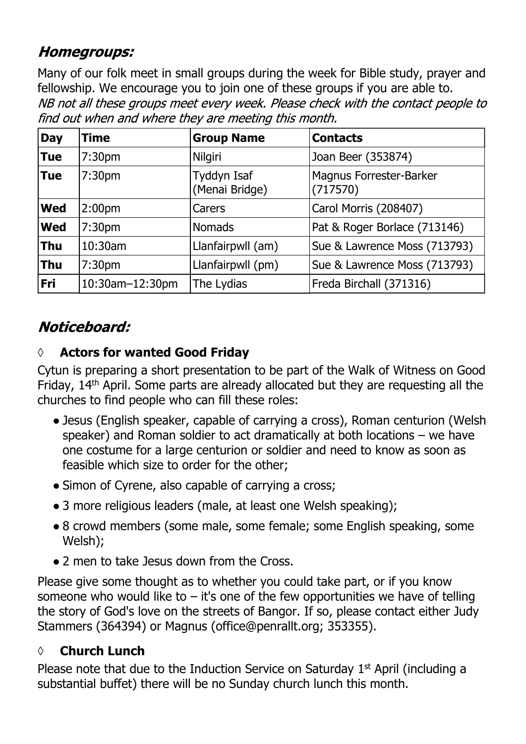## *Homegroups:*

Many of our folk meet in small groups during the week for Bible study, prayer and fellowship. We encourage you to join one of these groups if you are able to.
*NB not all these groups meet every week. Please check with the contact people to find out when and where they are meeting this month.*

| Day | Time | Group Name | Contacts |
|---|---|---|---|
| **Tue** | 7:30pm | Nilgiri | Joan Beer (353874) |
| **Tue** | 7:30pm | Tyddyn Isaf (Menai Bridge) | Magnus Forrester-Barker (717570) |
| **Wed** | 2:00pm | Carers | Carol Morris (208407) |
| **Wed** | 7:30pm | Nomads | Pat & Roger Borlace (713146) |
| **Thu** | 10:30am | Llanfairpwll (am) | Sue & Lawrence Moss (713793) |
| **Thu** | 7:30pm | Llanfairpwll (pm) | Sue & Lawrence Moss (713793) |
| **Fri** | 10:30am–12:30pm | The Lydias | Freda Birchall (371316) |

## *Noticeboard:*

### ◊ Actors for wanted Good Friday

Cytun is preparing a short presentation to be part of the Walk of Witness on Good Friday, 14th April. Some parts are already allocated but they are requesting all the churches to find people who can fill these roles:

- Jesus (English speaker, capable of carrying a cross), Roman centurion (Welsh speaker) and Roman soldier to act dramatically at both locations – we have one costume for a large centurion or soldier and need to know as soon as feasible which size to order for the other;
- Simon of Cyrene, also capable of carrying a cross;
- 3 more religious leaders (male, at least one Welsh speaking);
- 8 crowd members (some male, some female; some English speaking, some Welsh);
- 2 men to take Jesus down from the Cross.

Please give some thought as to whether you could take part, or if you know someone who would like to – it's one of the few opportunities we have of telling the story of God's love on the streets of Bangor. If so, please contact either Judy Stammers (364394) or Magnus (office@penrallt.org; 353355).

### ◊ Church Lunch

Please note that due to the Induction Service on Saturday 1st April (including a substantial buffet) there will be no Sunday church lunch this month.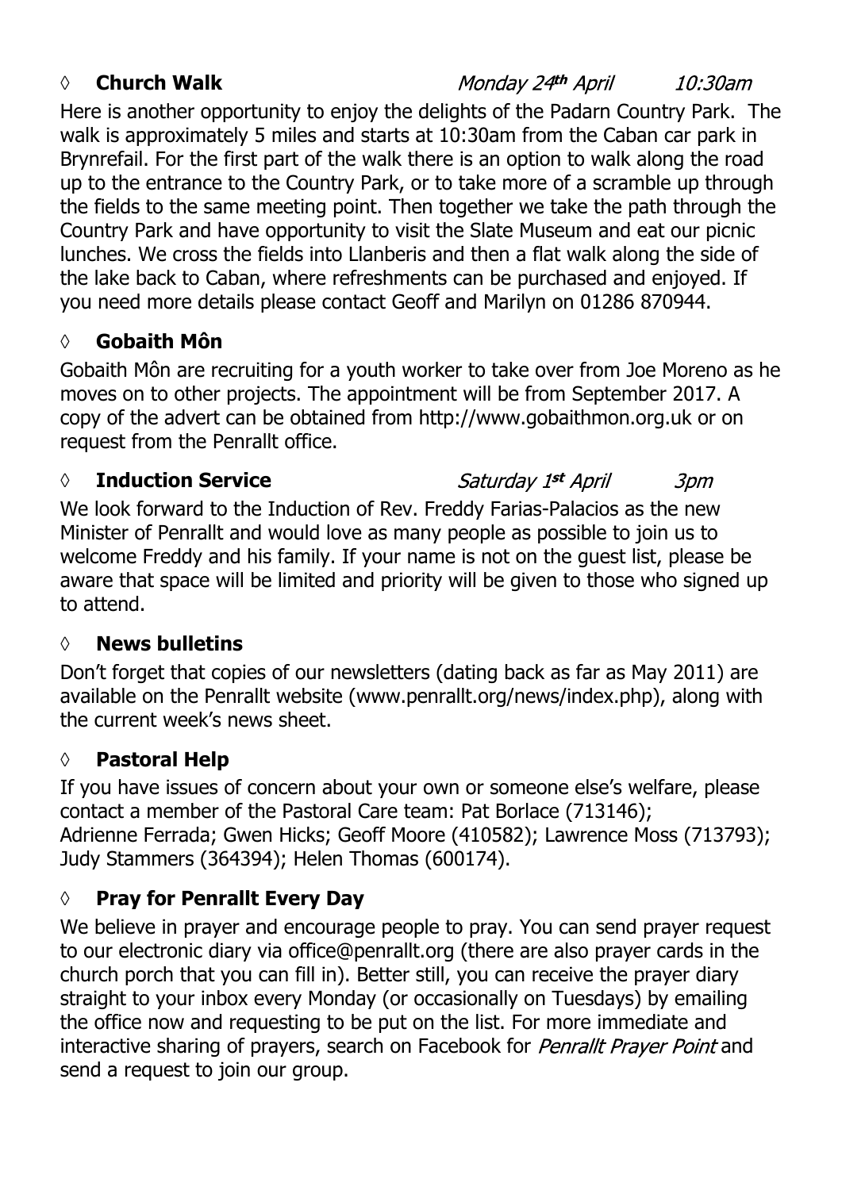### ◊ **Church Walk** *Monday 24th April* *10:30am*

Here is another opportunity to enjoy the delights of the Padarn Country Park. The walk is approximately 5 miles and starts at 10:30am from the Caban car park in Brynrefail. For the first part of the walk there is an option to walk along the road up to the entrance to the Country Park, or to take more of a scramble up through the fields to the same meeting point. Then together we take the path through the Country Park and have opportunity to visit the Slate Museum and eat our picnic lunches. We cross the fields into Llanberis and then a flat walk along the side of the lake back to Caban, where refreshments can be purchased and enjoyed. If you need more details please contact Geoff and Marilyn on 01286 870944.

### ◊ **Gobaith Môn**

Gobaith Môn are recruiting for a youth worker to take over from Joe Moreno as he moves on to other projects. The appointment will be from September 2017. A copy of the advert can be obtained from http://www.gobaithmon.org.uk or on request from the Penrallt office.

### ◊ **Induction Service** *Saturday 1st April* *3pm*

We look forward to the Induction of Rev. Freddy Farias-Palacios as the new Minister of Penrallt and would love as many people as possible to join us to welcome Freddy and his family. If your name is not on the guest list, please be aware that space will be limited and priority will be given to those who signed up to attend.

### ◊ **News bulletins**

Don't forget that copies of our newsletters (dating back as far as May 2011) are available on the Penrallt website (www.penrallt.org/news/index.php), along with the current week's news sheet.

### ◊ **Pastoral Help**

If you have issues of concern about your own or someone else's welfare, please contact a member of the Pastoral Care team: Pat Borlace (713146); Adrienne Ferrada; Gwen Hicks; Geoff Moore (410582); Lawrence Moss (713793); Judy Stammers (364394); Helen Thomas (600174).

### ◊ **Pray for Penrallt Every Day**

We believe in prayer and encourage people to pray. You can send prayer request to our electronic diary via office@penrallt.org (there are also prayer cards in the church porch that you can fill in). Better still, you can receive the prayer diary straight to your inbox every Monday (or occasionally on Tuesdays) by emailing the office now and requesting to be put on the list. For more immediate and interactive sharing of prayers, search on Facebook for *Penrallt Prayer Point* and send a request to join our group.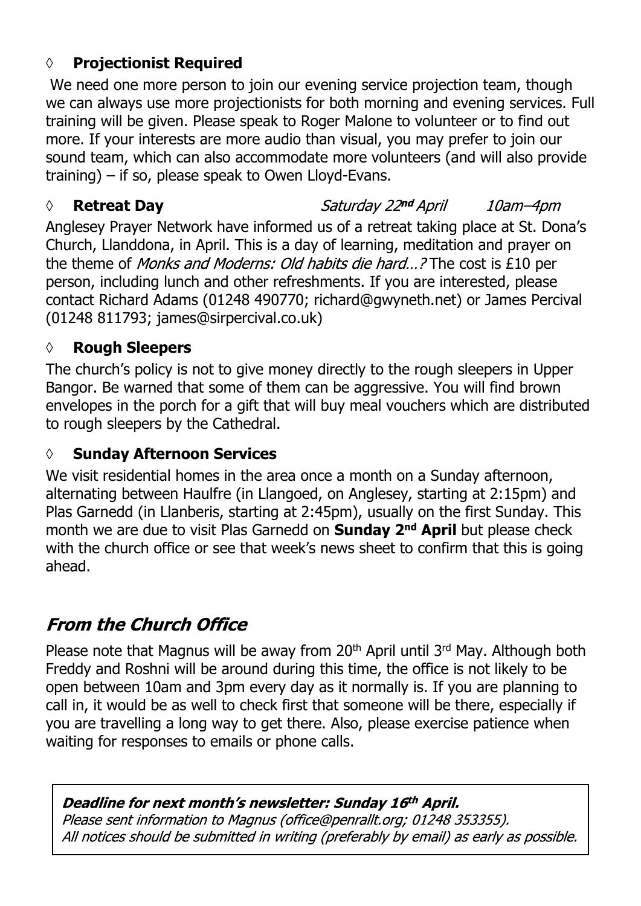◊ **Projectionist Required**

We need one more person to join our evening service projection team, though we can always use more projectionists for both morning and evening services. Full training will be given. Please speak to Roger Malone to volunteer or to find out more. If your interests are more audio than visual, you may prefer to join our sound team, which can also accommodate more volunteers (and will also provide training) – if so, please speak to Owen Lloyd-Evans.

◊ **Retreat Day** *Saturday 22nd April* *10am–4pm*

Anglesey Prayer Network have informed us of a retreat taking place at St. Dona's Church, Llanddona, in April. This is a day of learning, meditation and prayer on the theme of *Monks and Moderns: Old habits die hard…?* The cost is £10 per person, including lunch and other refreshments. If you are interested, please contact Richard Adams (01248 490770; richard@gwyneth.net) or James Percival (01248 811793; james@sirpercival.co.uk)

◊ **Rough Sleepers**

The church's policy is not to give money directly to the rough sleepers in Upper Bangor. Be warned that some of them can be aggressive. You will find brown envelopes in the porch for a gift that will buy meal vouchers which are distributed to rough sleepers by the Cathedral.

◊ **Sunday Afternoon Services**

We visit residential homes in the area once a month on a Sunday afternoon, alternating between Haulfre (in Llangoed, on Anglesey, starting at 2:15pm) and Plas Garnedd (in Llanberis, starting at 2:45pm), usually on the first Sunday. This month we are due to visit Plas Garnedd on **Sunday 2nd April** but please check with the church office or see that week's news sheet to confirm that this is going ahead.

## *From the Church Office*

Please note that Magnus will be away from 20th April until 3rd May. Although both Freddy and Roshni will be around during this time, the office is not likely to be open between 10am and 3pm every day as it normally is. If you are planning to call in, it would be as well to check first that someone will be there, especially if you are travelling a long way to get there. Also, please exercise patience when waiting for responses to emails or phone calls.

***Deadline for next month's newsletter: Sunday 16th April.***
*Please sent information to Magnus (office@penrallt.org; 01248 353355).*
*All notices should be submitted in writing (preferably by email) as early as possible.*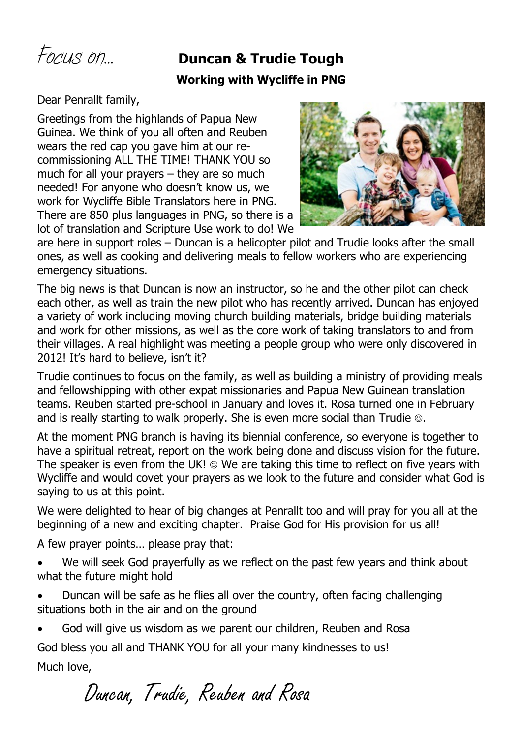*Focus on…*

# Duncan & Trudie Tough

### Working with Wycliffe in PNG

Dear Penrallt family,

Greetings from the highlands of Papua New Guinea. We think of you all often and Reuben wears the red cap you gave him at our re-commissioning ALL THE TIME! THANK YOU so much for all your prayers – they are so much needed! For anyone who doesn't know us, we work for Wycliffe Bible Translators here in PNG. There are 850 plus languages in PNG, so there is a lot of translation and Scripture Use work to do! We are here in support roles – Duncan is a helicopter pilot and Trudie looks after the small ones, as well as cooking and delivering meals to fellow workers who are experiencing emergency situations.

The big news is that Duncan is now an instructor, so he and the other pilot can check each other, as well as train the new pilot who has recently arrived. Duncan has enjoyed a variety of work including moving church building materials, bridge building materials and work for other missions, as well as the core work of taking translators to and from their villages. A real highlight was meeting a people group who were only discovered in 2012! It's hard to believe, isn't it?

Trudie continues to focus on the family, as well as building a ministry of providing meals and fellowshipping with other expat missionaries and Papua New Guinean translation teams. Reuben started pre-school in January and loves it. Rosa turned one in February and is really starting to walk properly. She is even more social than Trudie ☺.

At the moment PNG branch is having its biennial conference, so everyone is together to have a spiritual retreat, report on the work being done and discuss vision for the future. The speaker is even from the UK! ☺ We are taking this time to reflect on five years with Wycliffe and would covet your prayers as we look to the future and consider what God is saying to us at this point.

We were delighted to hear of big changes at Penrallt too and will pray for you all at the beginning of a new and exciting chapter. Praise God for His provision for us all!

A few prayer points… please pray that:

- We will seek God prayerfully as we reflect on the past few years and think about what the future might hold
- Duncan will be safe as he flies all over the country, often facing challenging situations both in the air and on the ground
- God will give us wisdom as we parent our children, Reuben and Rosa

God bless you all and THANK YOU for all your many kindnesses to us!

Much love,

*Duncan, Trudie, Reuben and Rosa*